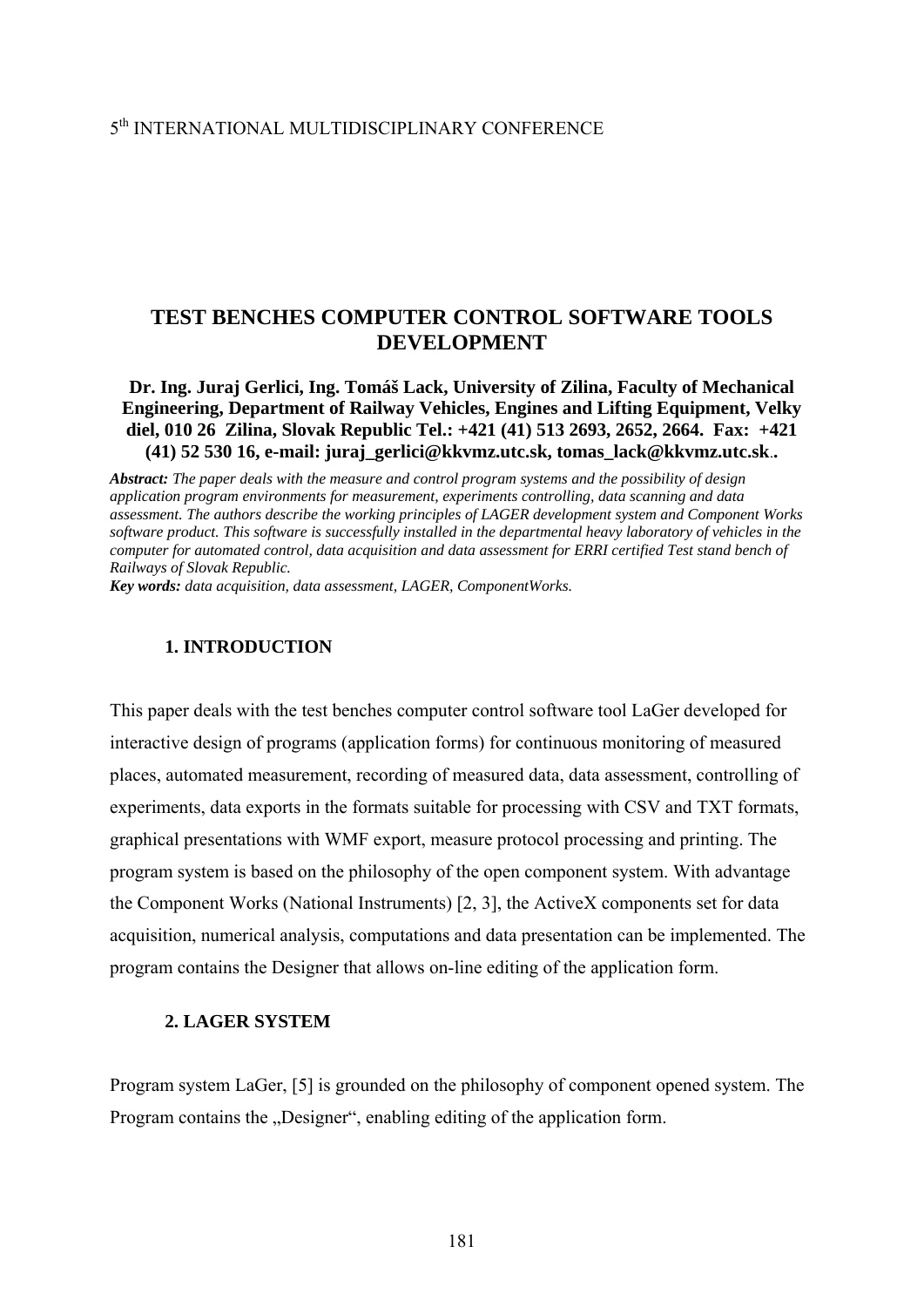5th INTERNATIONAL MULTIDISCIPLINARY CONFERENCE

# TEST BENCHES COMPUTER CONTROL SOFTWARE TOOLS DEVELOPMENT

**Dr. Ing. Juraj Gerlici, Ing. Tomáš Lack, University of Zilina, Faculty of Mechanical Engineering, Department of Railway Vehicles, Engines and Lifting Equipment, Velky diel, 010 26 Zilina, Slovak Republic Tel.: +421 (41) 513 2693, 2652, 2664. Fax: +421 (41) 52 530 16, e-mail: juraj_gerlici@kkvmz.utc.sk, tomas_lack@kkvmz.utc.sk..**

***Abstract:*** *The paper deals with the measure and control program systems and the possibility of design application program environments for measurement, experiments controlling, data scanning and data assessment. The authors describe the working principles of LAGER development system and Component Works software product. This software is successfully installed in the departmental heavy laboratory of vehicles in the computer for automated control, data acquisition and data assessment for ERRI certified Test stand bench of Railways of Slovak Republic.*

***Key words:*** *data acquisition, data assessment, LAGER, ComponentWorks.*

## 1. INTRODUCTION

This paper deals with the test benches computer control software tool LaGer developed for interactive design of programs (application forms) for continuous monitoring of measured places, automated measurement, recording of measured data, data assessment, controlling of experiments, data exports in the formats suitable for processing with CSV and TXT formats, graphical presentations with WMF export, measure protocol processing and printing. The program system is based on the philosophy of the open component system. With advantage the Component Works (National Instruments) [2, 3], the ActiveX components set for data acquisition, numerical analysis, computations and data presentation can be implemented. The program contains the Designer that allows on-line editing of the application form.

## 2. LAGER SYSTEM

Program system LaGer, [5] is grounded on the philosophy of component opened system. The Program contains the „Designer", enabling editing of the application form.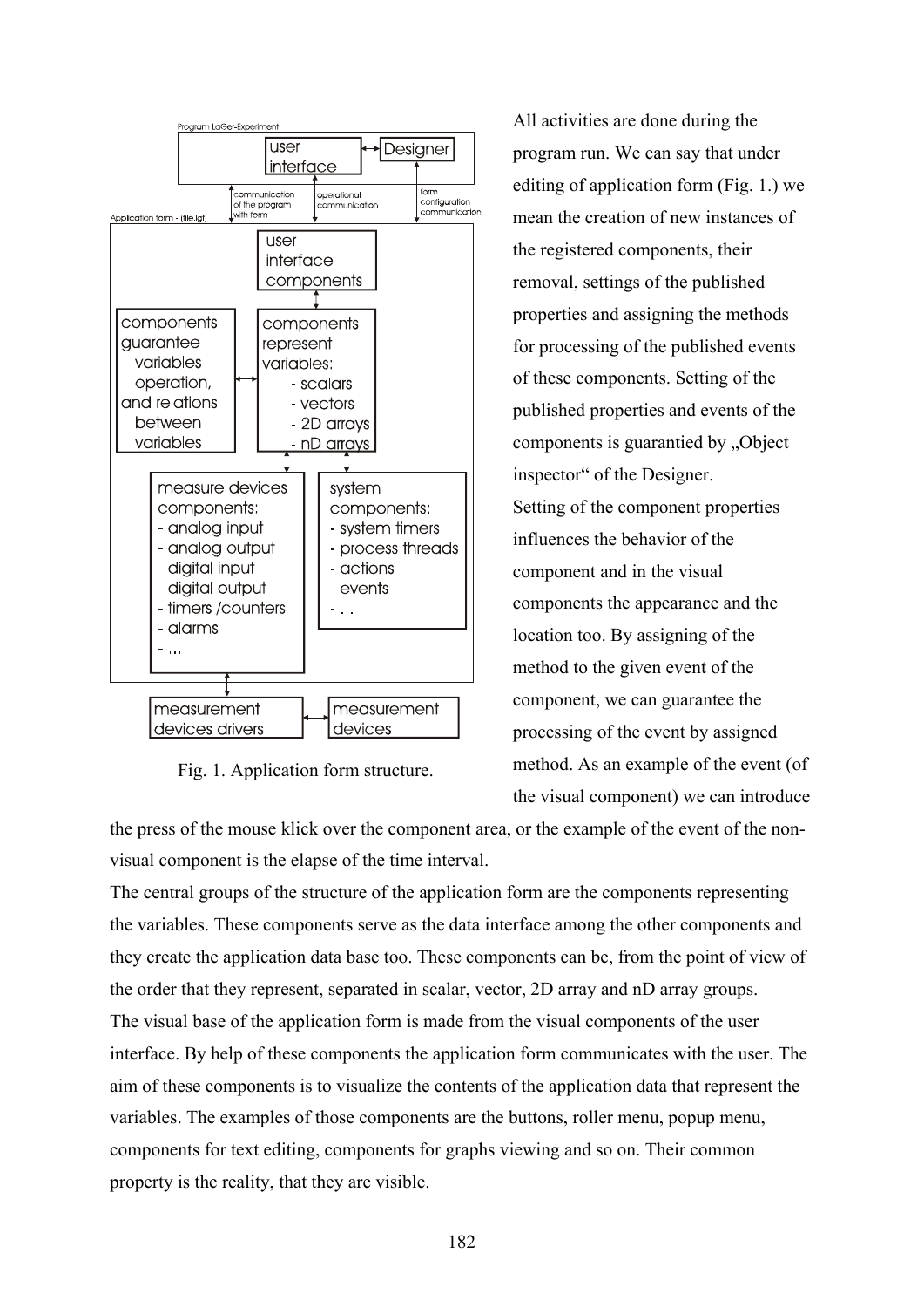Fig. 1. Application form structure.

All activities are done during the program run. We can say that under editing of application form (Fig. 1.) we mean the creation of new instances of the registered components, their removal, settings of the published properties and assigning the methods for processing of the published events of these components. Setting of the published properties and events of the components is guarantied by „Object inspector" of the Designer.

Setting of the component properties influences the behavior of the component and in the visual components the appearance and the location too. By assigning of the method to the given event of the component, we can guarantee the processing of the event by assigned method. As an example of the event (of the visual component) we can introduce the press of the mouse klick over the component area, or the example of the event of the non-visual component is the elapse of the time interval.

The central groups of the structure of the application form are the components representing the variables. These components serve as the data interface among the other components and they create the application data base too. These components can be, from the point of view of the order that they represent, separated in scalar, vector, 2D array and nD array groups.

The visual base of the application form is made from the visual components of the user interface. By help of these components the application form communicates with the user. The aim of these components is to visualize the contents of the application data that represent the variables. The examples of those components are the buttons, roller menu, popup menu, components for text editing, components for graphs viewing and so on. Their common property is the reality, that they are visible.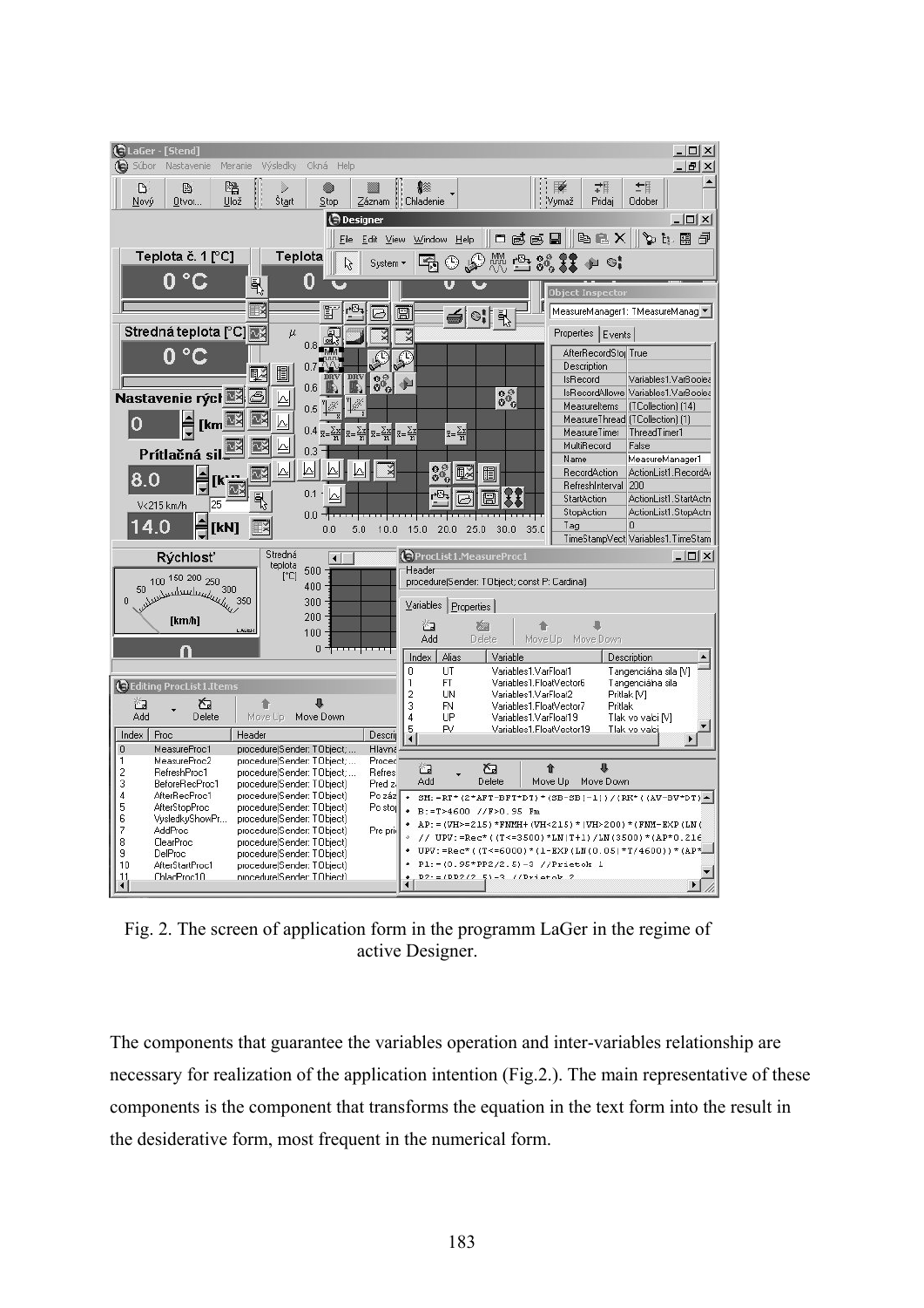Fig. 2. The screen of application form in the programm LaGer in the regime of active Designer.

The components that guarantee the variables operation and inter-variables relationship are necessary for realization of the application intention (Fig.2.). The main representative of these components is the component that transforms the equation in the text form into the result in the desiderative form, most frequent in the numerical form.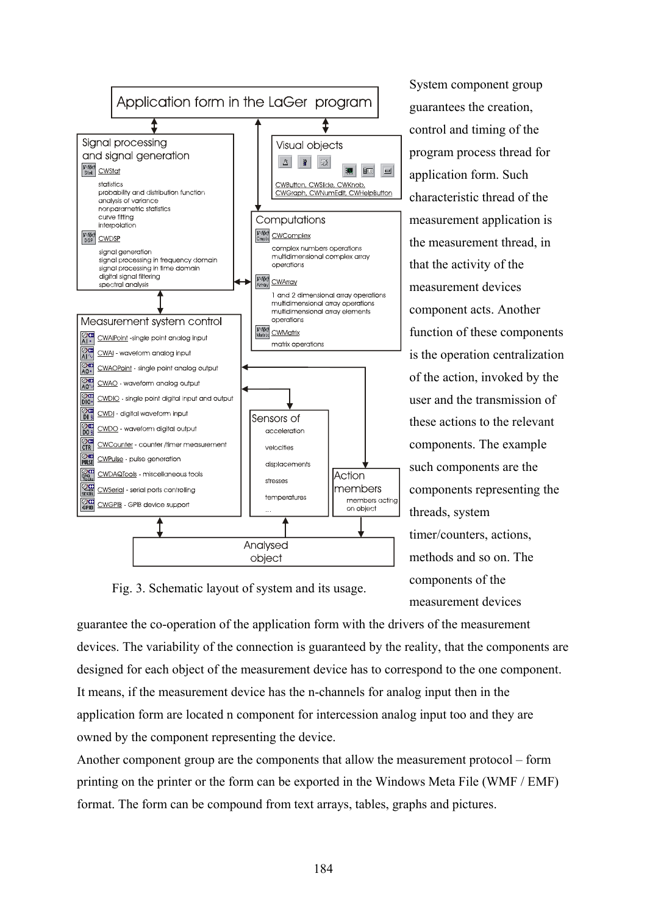Fig. 3. Schematic layout of system and its usage.

System component group guarantees the creation, control and timing of the program process thread for application form. Such characteristic thread of the measurement application is the measurement thread, in that the activity of the measurement devices component acts. Another function of these components is the operation centralization of the action, invoked by the user and the transmission of these actions to the relevant components. The example such components are the components representing the threads, system timer/counters, actions, methods and so on. The components of the measurement devices guarantee the co-operation of the application form with the drivers of the measurement devices. The variability of the connection is guaranteed by the reality, that the components are designed for each object of the measurement device has to correspond to the one component. It means, if the measurement device has the n-channels for analog input then in the application form are located n component for intercession analog input too and they are owned by the component representing the device.

Another component group are the components that allow the measurement protocol – form printing on the printer or the form can be exported in the Windows Meta File (WMF / EMF) format. The form can be compound from text arrays, tables, graphs and pictures.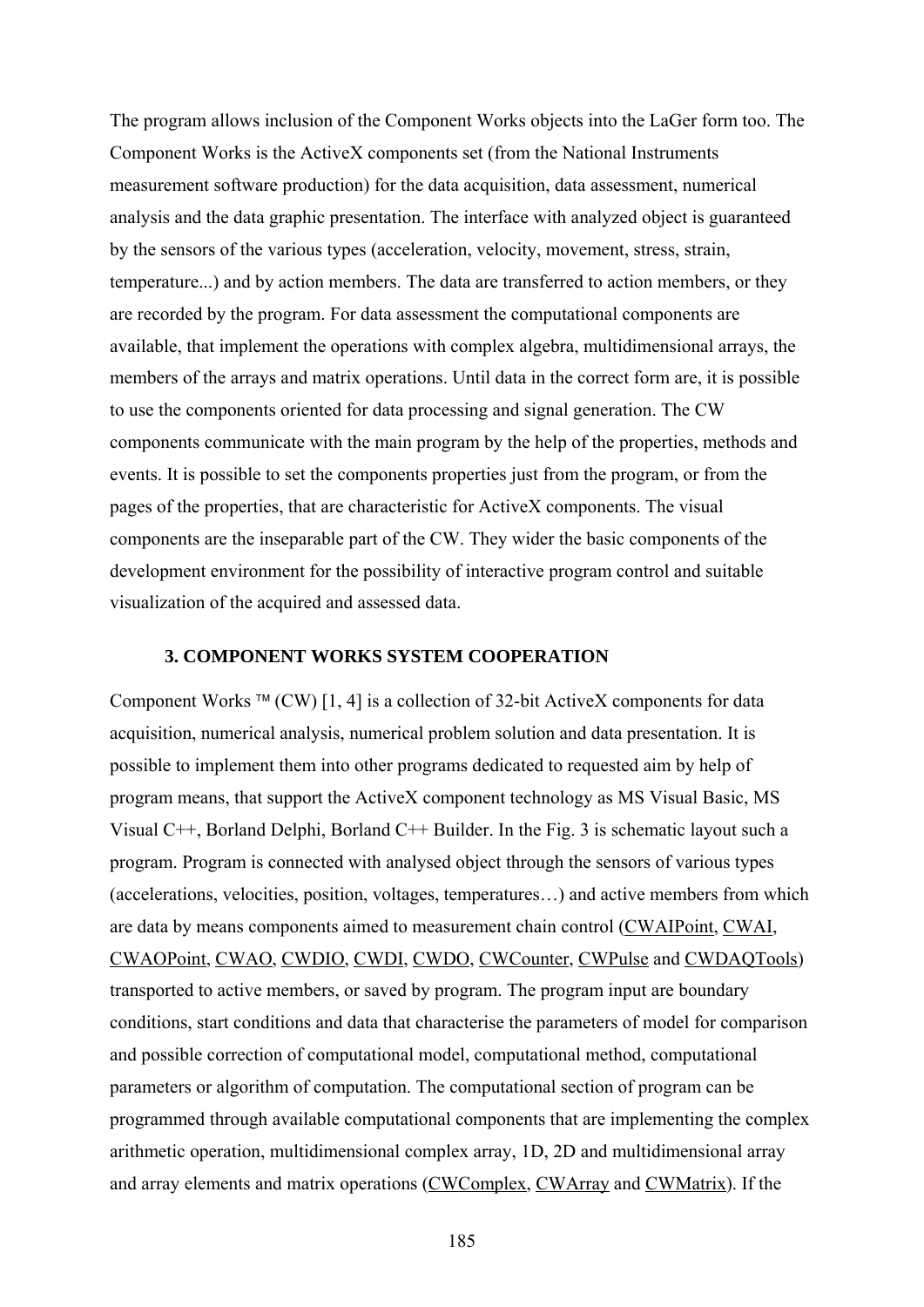The program allows inclusion of the Component Works objects into the LaGer form too. The Component Works is the ActiveX components set (from the National Instruments measurement software production) for the data acquisition, data assessment, numerical analysis and the data graphic presentation. The interface with analyzed object is guaranteed by the sensors of the various types (acceleration, velocity, movement, stress, strain, temperature...) and by action members. The data are transferred to action members, or they are recorded by the program. For data assessment the computational components are available, that implement the operations with complex algebra, multidimensional arrays, the members of the arrays and matrix operations. Until data in the correct form are, it is possible to use the components oriented for data processing and signal generation. The CW components communicate with the main program by the help of the properties, methods and events. It is possible to set the components properties just from the program, or from the pages of the properties, that are characteristic for ActiveX components. The visual components are the inseparable part of the CW. They wider the basic components of the development environment for the possibility of interactive program control and suitable visualization of the acquired and assessed data.

### 3. COMPONENT WORKS SYSTEM COOPERATION

Component Works ™ (CW) [1, 4] is a collection of 32-bit ActiveX components for data acquisition, numerical analysis, numerical problem solution and data presentation. It is possible to implement them into other programs dedicated to requested aim by help of program means, that support the ActiveX component technology as MS Visual Basic, MS Visual C++, Borland Delphi, Borland C++ Builder. In the Fig. 3 is schematic layout such a program. Program is connected with analysed object through the sensors of various types (accelerations, velocities, position, voltages, temperatures…) and active members from which are data by means components aimed to measurement chain control (CWAIPoint, CWAI, CWAOPoint, CWAO, CWDIO, CWDI, CWDO, CWCounter, CWPulse and CWDAQTools) transported to active members, or saved by program. The program input are boundary conditions, start conditions and data that characterise the parameters of model for comparison and possible correction of computational model, computational method, computational parameters or algorithm of computation. The computational section of program can be programmed through available computational components that are implementing the complex arithmetic operation, multidimensional complex array, 1D, 2D and multidimensional array and array elements and matrix operations (CWComplex, CWArray and CWMatrix). If the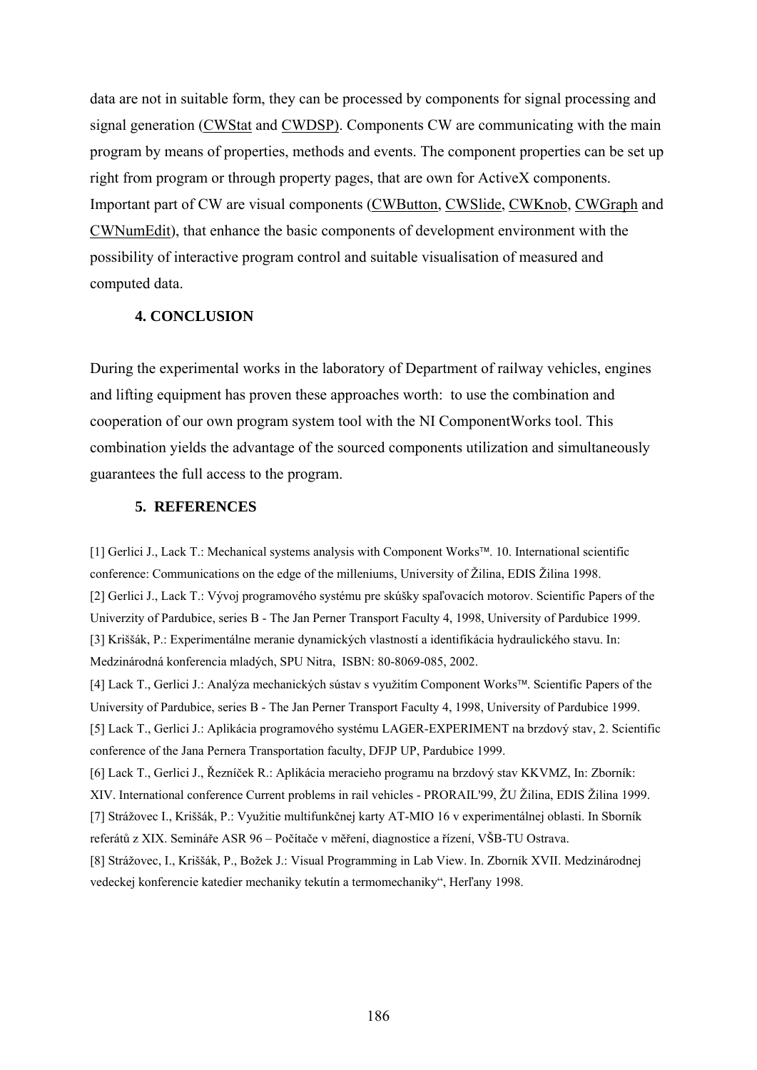data are not in suitable form, they can be processed by components for signal processing and signal generation (CWStat and CWDSP). Components CW are communicating with the main program by means of properties, methods and events. The component properties can be set up right from program or through property pages, that are own for ActiveX components. Important part of CW are visual components (CWButton, CWSlide, CWKnob, CWGraph and CWNumEdit), that enhance the basic components of development environment with the possibility of interactive program control and suitable visualisation of measured and computed data.

## 4. CONCLUSION

During the experimental works in the laboratory of Department of railway vehicles, engines and lifting equipment has proven these approaches worth: to use the combination and cooperation of our own program system tool with the NI ComponentWorks tool. This combination yields the advantage of the sourced components utilization and simultaneously guarantees the full access to the program.

## 5. REFERENCES

[1] Gerlici J., Lack T.: Mechanical systems analysis with Component Works™. 10. International scientific conference: Communications on the edge of the milleniums, University of Žilina, EDIS Žilina 1998.

[2] Gerlici J., Lack T.: Vývoj programového systému pre skúšky spaľovacích motorov. Scientific Papers of the Univerzity of Pardubice, series B - The Jan Perner Transport Faculty 4, 1998, University of Pardubice 1999.

[3] Kriššák, P.: Experimentálne meranie dynamických vlastností a identifikácia hydraulického stavu. In: Medzinárodná konferencia mladých, SPU Nitra, ISBN: 80-8069-085, 2002.

[4] Lack T., Gerlici J.: Analýza mechanických sústav s využitím Component Works™. Scientific Papers of the University of Pardubice, series B - The Jan Perner Transport Faculty 4, 1998, University of Pardubice 1999.

[5] Lack T., Gerlici J.: Aplikácia programového systému LAGER-EXPERIMENT na brzdový stav, 2. Scientific conference of the Jana Pernera Transportation faculty, DFJP UP, Pardubice 1999.

[6] Lack T., Gerlici J., Řezníček R.: Aplikácia meracieho programu na brzdový stav KKVMZ, In: Zborník: XIV. International conference Current problems in rail vehicles - PRORAIL'99, ŽU Žilina, EDIS Žilina 1999.

[7] Strážovec I., Kriššák, P.: Využitie multifunkčnej karty AT-MIO 16 v experimentálnej oblasti. In Sborník referátů z XIX. Semináře ASR 96 – Počítače v měření, diagnostice a řízení, VŠB-TU Ostrava.

[8] Strážovec, I., Kriššák, P., Božek J.: Visual Programming in Lab View. In. Zborník XVII. Medzinárodnej vedeckej konferencie katedier mechaniky tekutín a termomechaniky", Herľany 1998.